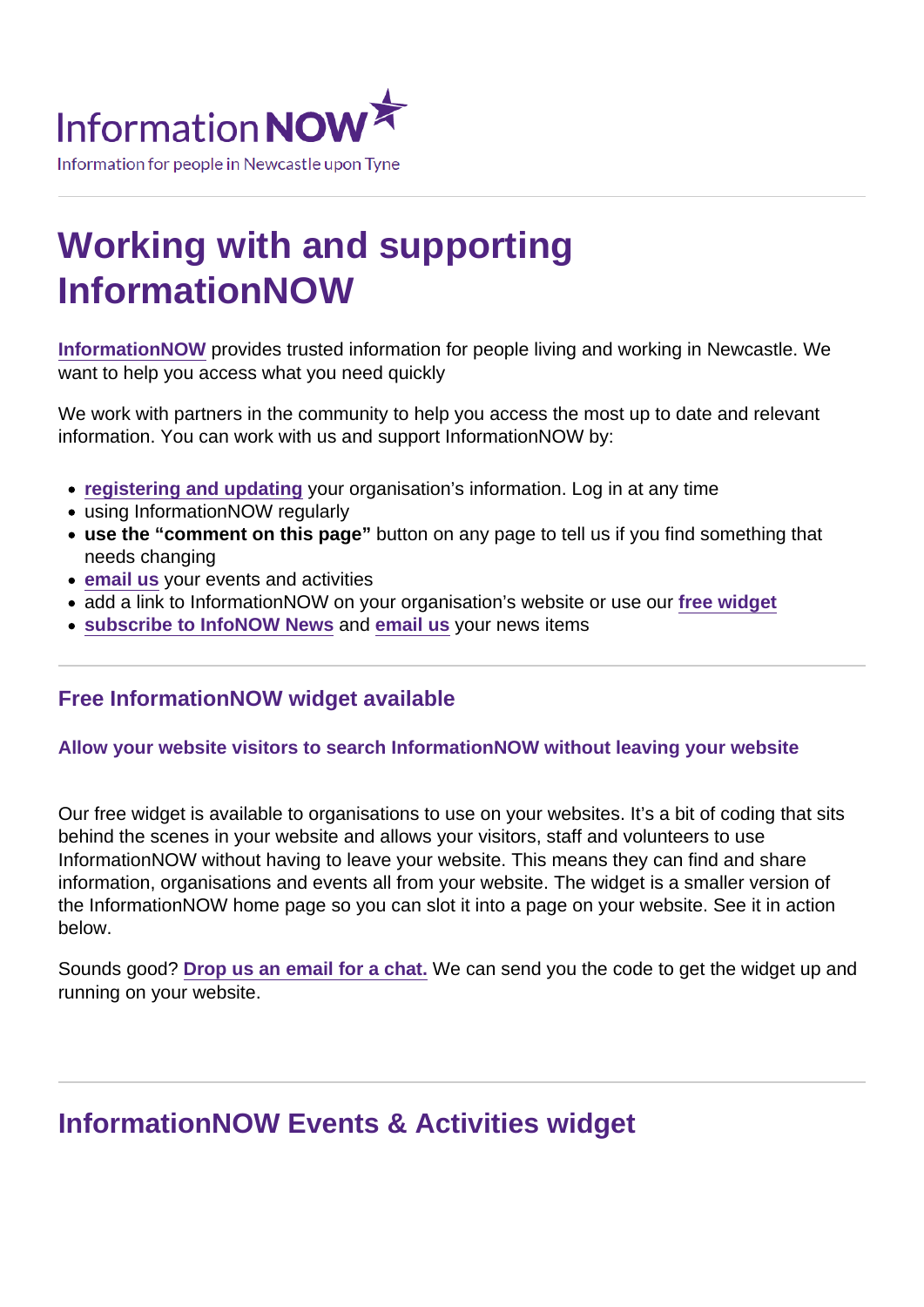InformationNOW

Information for people in Newcastle upon Tyne

# Working with and supporting InformationNOW

InformationNOW provides trusted information for people living and working in Newcastle. We want to help you access what you need quickly

We work with partners in the community to help you access the most up to date and relevant information. You can work with us and support InformationNOW by:

- registering and updating your organisation's information. Log in at any time
- using InformationNOW regularly
- **use the "comment on this page"** button on any page to tell us if you find something that needs changing
- email us your events and activities
- add a link to InformationNOW on your organisation's website or use our **free widget**
- **subscribe to InfoNOW News** and **email us** your news items

## Free InformationNOW widget available

### Allow your website visitors to search InformationNOW without leaving your website

Our free widget is available to organisations to use on your websites. It's a bit of coding that sits behind the scenes in your website and allows your visitors, staff and volunteers to use InformationNOW without having to leave your website. This means they can find and share information, organisations and events all from your website. The widget is a smaller version of the InformationNOW home page so you can slot it into a page on your website. See it in action below.

Sounds good? **Drop us an email for a chat.** We can send you the code to get the widget up and running on your website.

## InformationNOW Events & Activities widget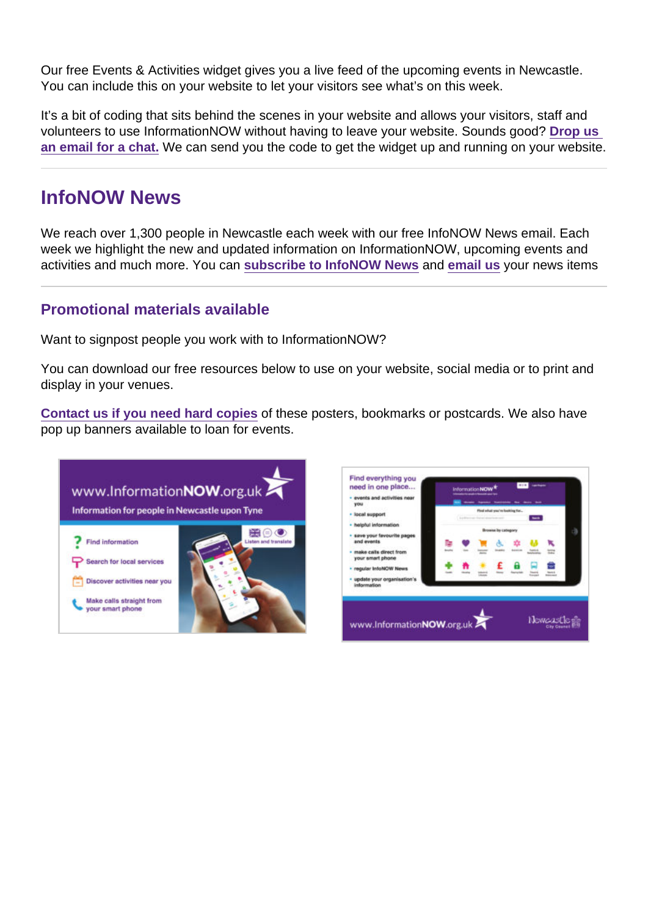Our free Events & Activities widget gives you a live feed of the upcoming events in Newcastle. You can include this on your website to let your visitors see what's on this week.

It's a bit of coding that sits behind the scenes in your website and allows your visitors, staff and volunteers to use InformationNOW without having to leave your website. Sounds good? **Drop us an email for a chat.** We can send you the code to get the widget up and running on your website.

---

## InfoNOW News

We reach over 1,300 people in Newcastle each week with our free InfoNOW News email. Each week we highlight the new and updated information on InformationNOW, upcoming events and activities and much more. You can **subscribe to InfoNOW News** and **email us** your news items

---

### Promotional materials available

Want to signpost people you work with to InformationNOW?

You can download our free resources below to use on your website, social media or to print and display in your venues.

**Contact us if you need hard copies** of these posters, bookmarks or postcards. We also have pop up banners available to loan for events.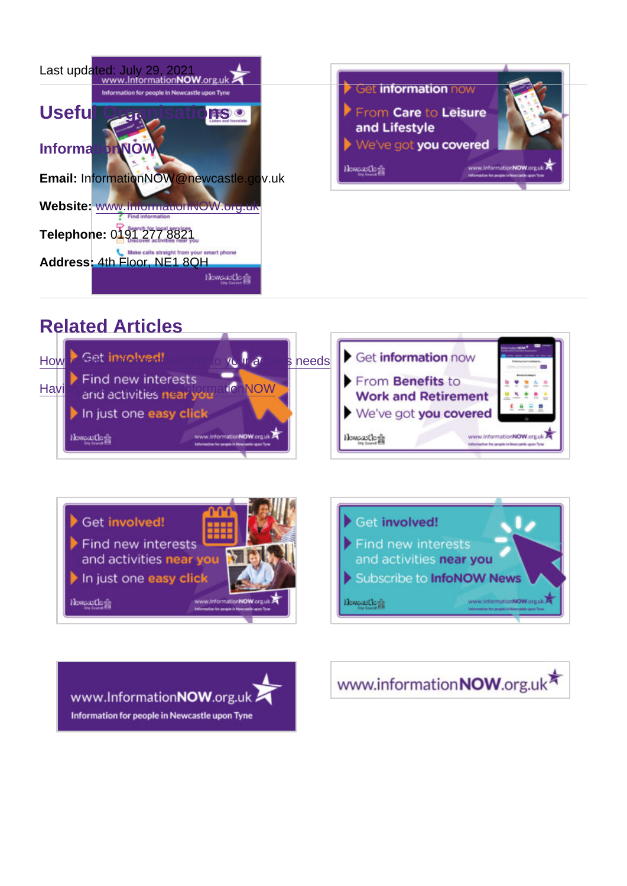Last updated: July 29, 2021

## Useful Organisations

### InformationNOW

**Email:** InformationNOW@newcastle.gov.uk

**Website:** www.InformationNOW.org.uk

**Telephone:** 0191 277 8821

**Address:** 4th Floor, NE1 8QH

## Related Articles

How to make InformationNOW to your access needs

Having a say on InformationNOW